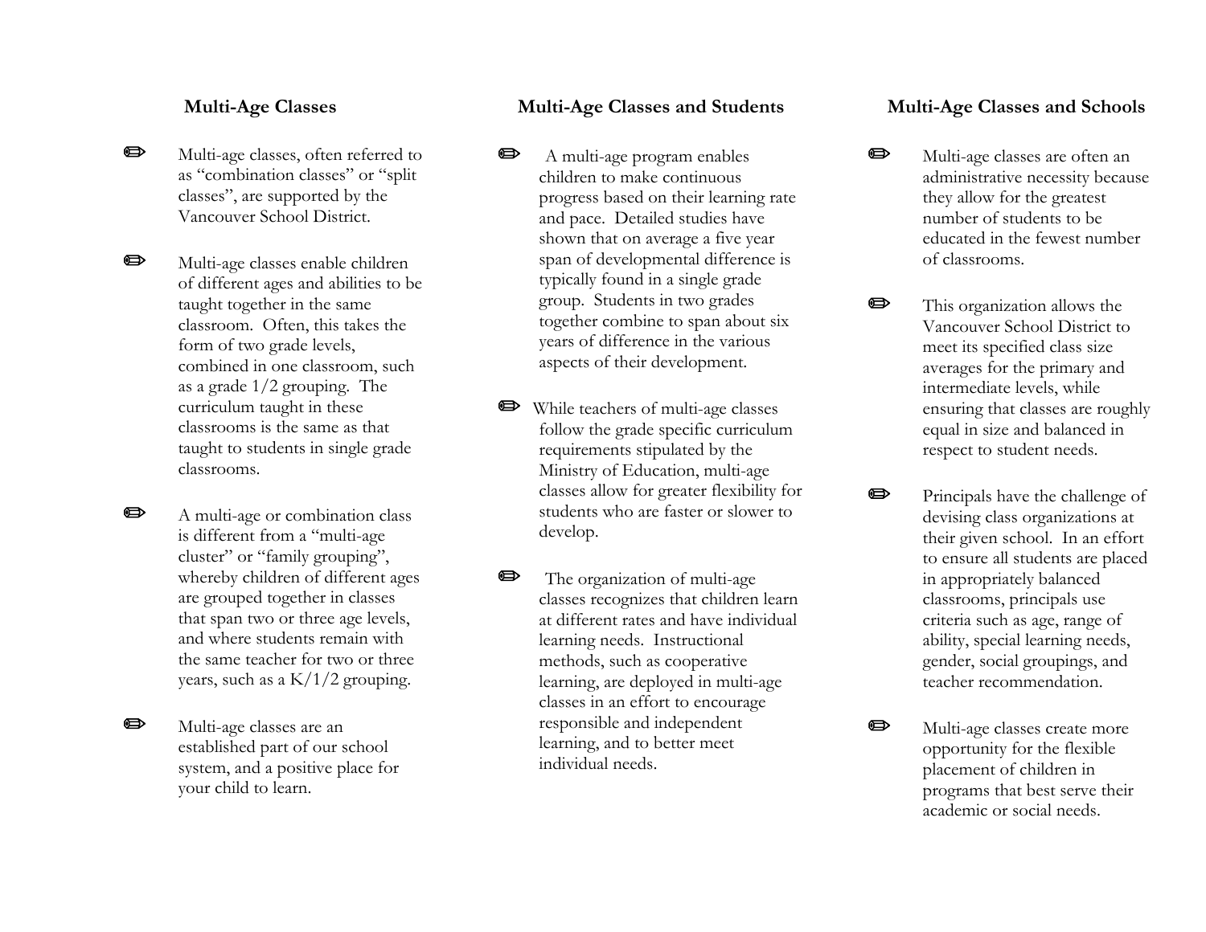## Multi-Age Classes

- Multi-age classes, often referred to as "combination classes" or "split classes", are supported by the Vancouver School District.

- Multi-age classes enable children of different ages and abilities to be taught together in the same classroom. Often, this takes the form of two grade levels, combined in one classroom, such as a grade 1/2 grouping. The curriculum taught in these classrooms is the same as that taught to students in single grade classrooms.

- A multi-age or combination class is different from a "multi-age cluster" or "family grouping", whereby children of different ages are grouped together in classes that span two or three age levels, and where students remain with the same teacher for two or three years, such as a K/1/2 grouping.

- Multi-age classes are an established part of our school system, and a positive place for your child to learn.

## Multi-Age Classes and Students

- A multi-age program enables children to make continuous progress based on their learning rate and pace. Detailed studies have shown that on average a five year span of developmental difference is typically found in a single grade group. Students in two grades together combine to span about six years of difference in the various aspects of their development.

- While teachers of multi-age classes follow the grade specific curriculum requirements stipulated by the Ministry of Education, multi-age classes allow for greater flexibility for students who are faster or slower to develop.

- The organization of multi-age classes recognizes that children learn at different rates and have individual learning needs. Instructional methods, such as cooperative learning, are deployed in multi-age classes in an effort to encourage responsible and independent learning, and to better meet individual needs.

## Multi-Age Classes and Schools

- Multi-age classes are often an administrative necessity because they allow for the greatest number of students to be educated in the fewest number of classrooms.

- This organization allows the Vancouver School District to meet its specified class size averages for the primary and intermediate levels, while ensuring that classes are roughly equal in size and balanced in respect to student needs.

- Principals have the challenge of devising class organizations at their given school. In an effort to ensure all students are placed in appropriately balanced classrooms, principals use criteria such as age, range of ability, special learning needs, gender, social groupings, and teacher recommendation.

- Multi-age classes create more opportunity for the flexible placement of children in programs that best serve their academic or social needs.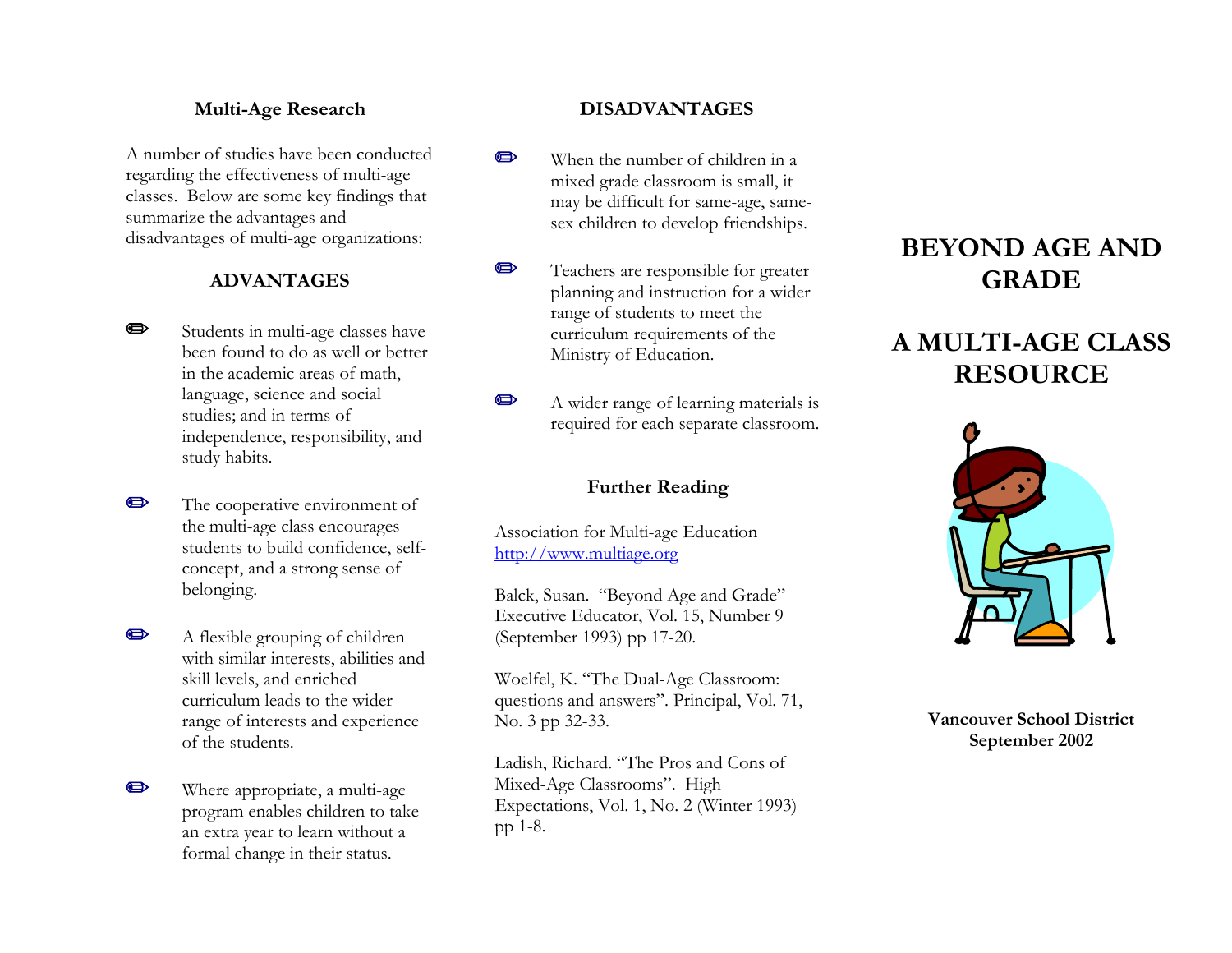## Multi-Age Research

A number of studies have been conducted regarding the effectiveness of multi-age classes. Below are some key findings that summarize the advantages and disadvantages of multi-age organizations:

### ADVANTAGES

- Students in multi-age classes have been found to do as well or better in the academic areas of math, language, science and social studies; and in terms of independence, responsibility, and study habits.
- The cooperative environment of the multi-age class encourages students to build confidence, self-concept, and a strong sense of belonging.
- A flexible grouping of children with similar interests, abilities and skill levels, and enriched curriculum leads to the wider range of interests and experience of the students.
- Where appropriate, a multi-age program enables children to take an extra year to learn without a formal change in their status.

### DISADVANTAGES

- When the number of children in a mixed grade classroom is small, it may be difficult for same-age, same-sex children to develop friendships.
- Teachers are responsible for greater planning and instruction for a wider range of students to meet the curriculum requirements of the Ministry of Education.
- A wider range of learning materials is required for each separate classroom.

### Further Reading

Association for Multi-age Education
[http://www.multiage.org](http://www.multiage.org)

Balck, Susan. "Beyond Age and Grade" Executive Educator, Vol. 15, Number 9 (September 1993) pp 17-20.

Woelfel, K. "The Dual-Age Classroom: questions and answers". Principal, Vol. 71, No. 3 pp 32-33.

Ladish, Richard. "The Pros and Cons of Mixed-Age Classrooms". High Expectations, Vol. 1, No. 2 (Winter 1993) pp 1-8.

# BEYOND AGE AND GRADE

# A MULTI-AGE CLASS RESOURCE

**Vancouver School District**
**September 2002**